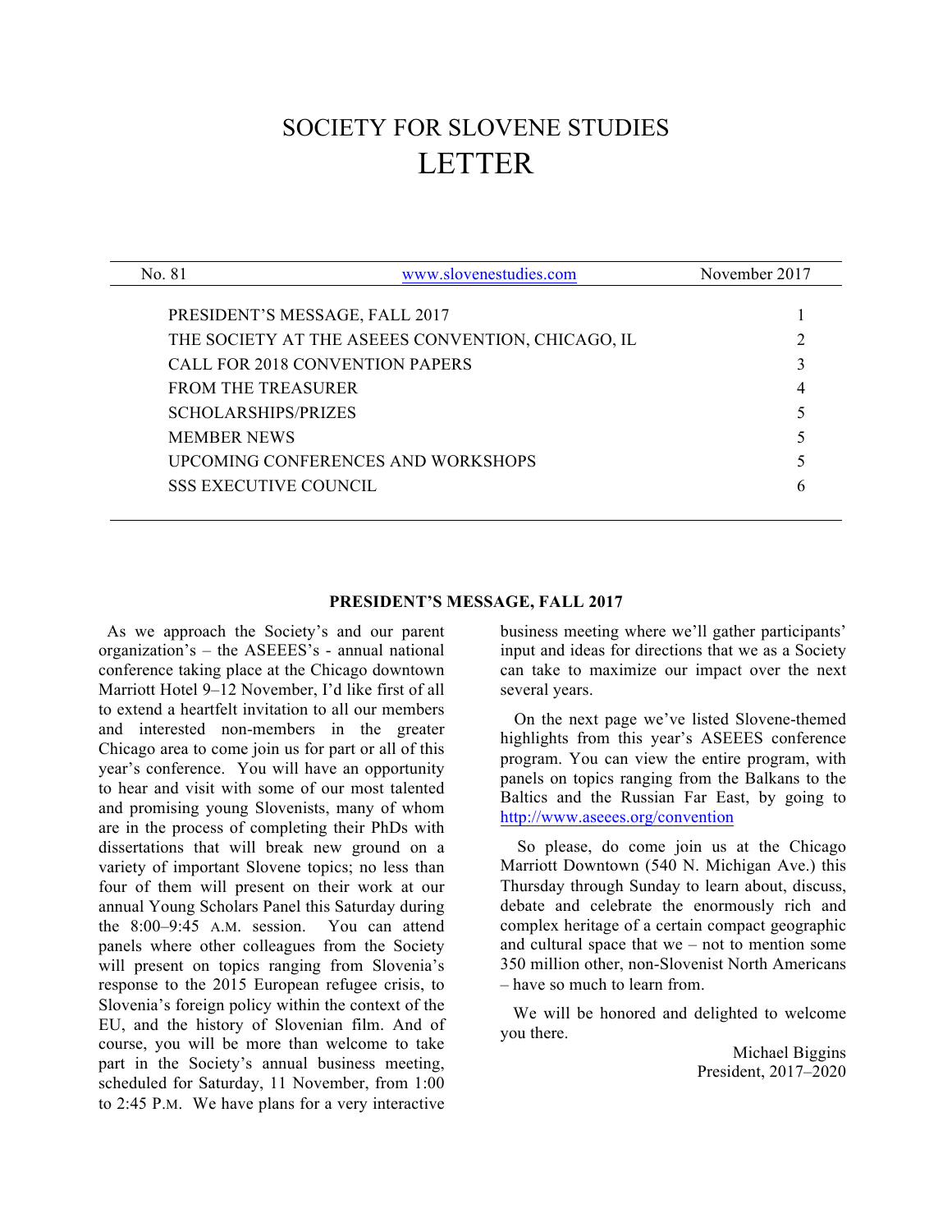# SOCIETY FOR SLOVENE STUDIES
# LETTER

| No. 81 | [www.slovenestudies.com](http://www.slovenestudies.com) | November 2017 |
|---|---|---|

| | |
|---|---|
| PRESIDENT'S MESSAGE, FALL 2017 | 1 |
| THE SOCIETY AT THE ASEEES CONVENTION, CHICAGO, IL | 2 |
| CALL FOR 2018 CONVENTION PAPERS | 3 |
| FROM THE TREASURER | 4 |
| SCHOLARSHIPS/PRIZES | 5 |
| MEMBER NEWS | 5 |
| UPCOMING CONFERENCES AND WORKSHOPS | 5 |
| SSS EXECUTIVE COUNCIL | 6 |

## PRESIDENT'S MESSAGE, FALL 2017

As we approach the Society's and our parent organization's – the ASEEES's - annual national conference taking place at the Chicago downtown Marriott Hotel 9–12 November, I'd like first of all to extend a heartfelt invitation to all our members and interested non-members in the greater Chicago area to come join us for part or all of this year's conference. You will have an opportunity to hear and visit with some of our most talented and promising young Slovenists, many of whom are in the process of completing their PhDs with dissertations that will break new ground on a variety of important Slovene topics; no less than four of them will present on their work at our annual Young Scholars Panel this Saturday during the 8:00–9:45 A.M. session. You can attend panels where other colleagues from the Society will present on topics ranging from Slovenia's response to the 2015 European refugee crisis, to Slovenia's foreign policy within the context of the EU, and the history of Slovenian film. And of course, you will be more than welcome to take part in the Society's annual business meeting, scheduled for Saturday, 11 November, from 1:00 to 2:45 P.M. We have plans for a very interactive business meeting where we'll gather participants' input and ideas for directions that we as a Society can take to maximize our impact over the next several years.

On the next page we've listed Slovene-themed highlights from this year's ASEEES conference program. You can view the entire program, with panels on topics ranging from the Balkans to the Baltics and the Russian Far East, by going to [http://www.aseees.org/convention](http://www.aseees.org/convention)

So please, do come join us at the Chicago Marriott Downtown (540 N. Michigan Ave.) this Thursday through Sunday to learn about, discuss, debate and celebrate the enormously rich and complex heritage of a certain compact geographic and cultural space that we – not to mention some 350 million other, non-Slovenist North Americans – have so much to learn from.

We will be honored and delighted to welcome you there.

Michael Biggins
President, 2017–2020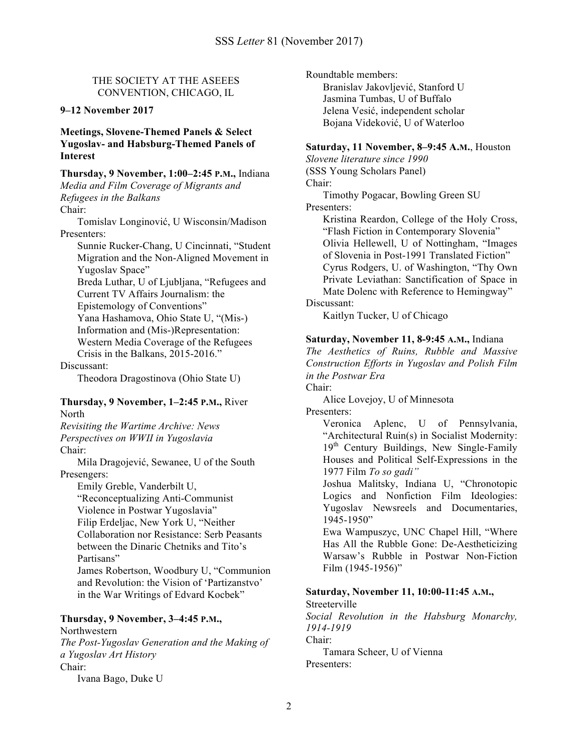## THE SOCIETY AT THE ASEEES CONVENTION, CHICAGO, IL

**9–12 November 2017**

**Meetings, Slovene-Themed Panels & Select Yugoslav- and Habsburg-Themed Panels of Interest**

**Thursday, 9 November, 1:00–2:45 P.M.,** Indiana
*Media and Film Coverage of Migrants and Refugees in the Balkans*
Chair:
Tomislav Longinović, U Wisconsin/Madison
Presenters:
Sunnie Rucker-Chang, U Cincinnati, "Student Migration and the Non-Aligned Movement in Yugoslav Space"
Breda Luthar, U of Ljubljana, "Refugees and Current TV Affairs Journalism: the Epistemology of Conventions"
Yana Hashamova, Ohio State U, "(Mis-) Information and (Mis-)Representation: Western Media Coverage of the Refugees Crisis in the Balkans, 2015-2016."
Discussant:
Theodora Dragostinova (Ohio State U)

**Thursday, 9 November, 1–2:45 P.M.,** River North
*Revisiting the Wartime Archive: News Perspectives on WWII in Yugoslavia*
Chair:
Mila Dragojević, Sewanee, U of the South
Presengers:
Emily Greble, Vanderbilt U, "Reconceptualizing Anti-Communist Violence in Postwar Yugoslavia"
Filip Erdeljac, New York U, "Neither Collaboration nor Resistance: Serb Peasants between the Dinaric Chetniks and Tito's Partisans"
James Robertson, Woodbury U, "Communion and Revolution: the Vision of 'Partizanstvo' in the War Writings of Edvard Kocbek"

**Thursday, 9 November, 3–4:45 P.M.,** Northwestern
*The Post-Yugoslav Generation and the Making of a Yugoslav Art History*
Chair:
Ivana Bago, Duke U
Roundtable members:
Branislav Jakovljević, Stanford U
Jasmina Tumbas, U of Buffalo
Jelena Vesić, independent scholar
Bojana Videković, U of Waterloo

**Saturday, 11 November, 8–9:45 A.M.**, Houston
*Slovene literature since 1990*
(SSS Young Scholars Panel)
Chair:
Timothy Pogacar, Bowling Green SU
Presenters:
Kristina Reardon, College of the Holy Cross, "Flash Fiction in Contemporary Slovenia"
Olivia Hellewell, U of Nottingham, "Images of Slovenia in Post-1991 Translated Fiction"
Cyrus Rodgers, U. of Washington, "Thy Own Private Leviathan: Sanctification of Space in Mate Dolenc with Reference to Hemingway"
Discussant:
Kaitlyn Tucker, U of Chicago

**Saturday, November 11, 8-9:45 A.M.,** Indiana
*The Aesthetics of Ruins, Rubble and Massive Construction Efforts in Yugoslav and Polish Film in the Postwar Era*
Chair:
Alice Lovejoy, U of Minnesota
Presenters:
Veronica Aplenc, U of Pennsylvania, "Architectural Ruin(s) in Socialist Modernity: 19th Century Buildings, New Single-Family Houses and Political Self-Expressions in the 1977 Film *To so gadi"*
Joshua Malitsky, Indiana U, "Chronotopic Logics and Nonfiction Film Ideologies: Yugoslav Newsreels and Documentaries, 1945-1950"
Ewa Wampuszyc, UNC Chapel Hill, "Where Has All the Rubble Gone: De-Aestheticizing Warsaw's Rubble in Postwar Non-Fiction Film (1945-1956)"

**Saturday, November 11, 10:00-11:45 A.M.,** Streeterville
*Social Revolution in the Habsburg Monarchy, 1914-1919*
Chair:
Tamara Scheer, U of Vienna
Presenters: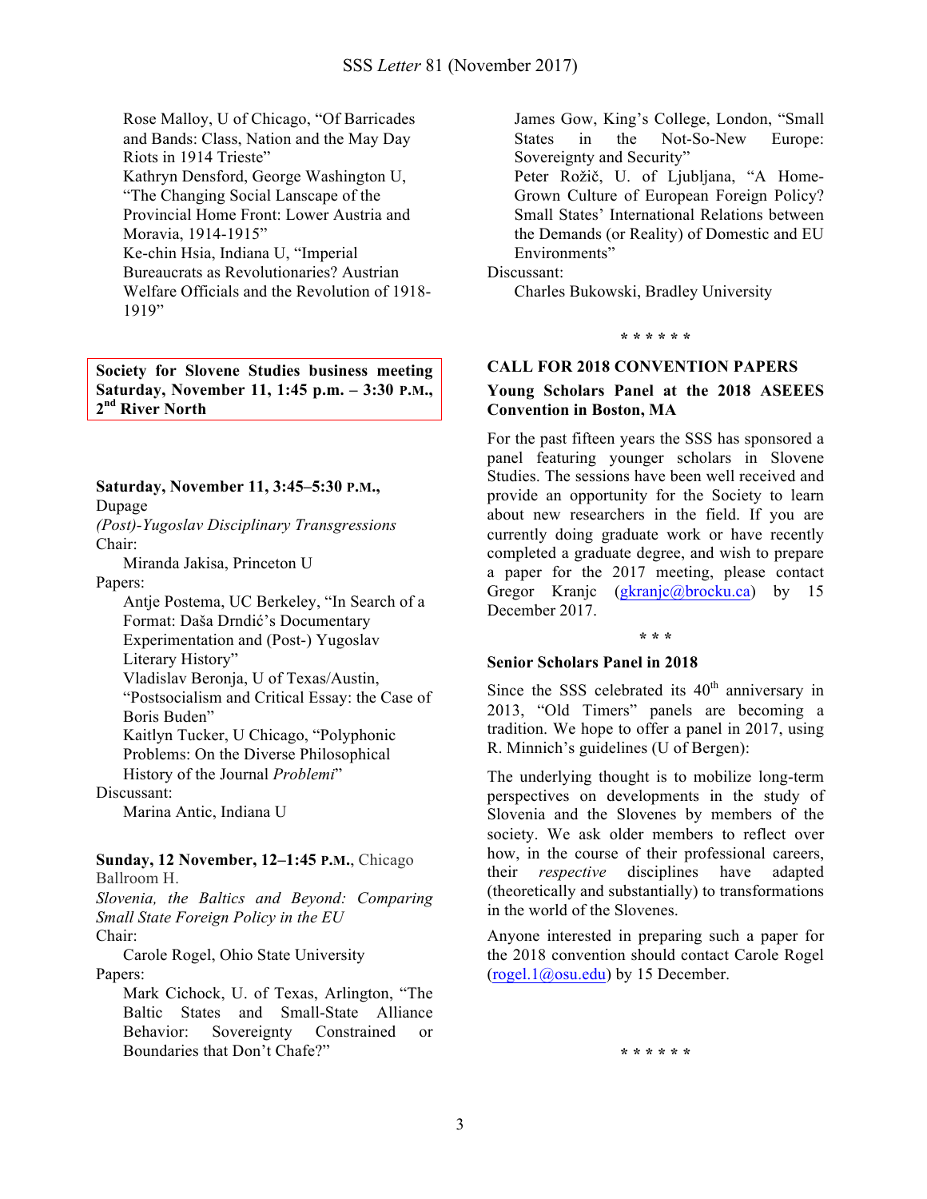Rose Malloy, U of Chicago, "Of Barricades and Bands: Class, Nation and the May Day Riots in 1914 Trieste"
Kathryn Densford, George Washington U, "The Changing Social Lanscape of the Provincial Home Front: Lower Austria and Moravia, 1914-1915"
Ke-chin Hsia, Indiana U, "Imperial Bureaucrats as Revolutionaries? Austrian Welfare Officials and the Revolution of 1918-1919"

**Society for Slovene Studies business meeting Saturday, November 11, 1:45 p.m. – 3:30 P.M., 2nd River North**

**Saturday, November 11, 3:45–5:30 P.M.,** Dupage
*(Post)-Yugoslav Disciplinary Transgressions*
Chair:
Miranda Jakisa, Princeton U
Papers:
Antje Postema, UC Berkeley, "In Search of a Format: Daša Drndić's Documentary Experimentation and (Post-) Yugoslav Literary History"
Vladislav Beronja, U of Texas/Austin, "Postsocialism and Critical Essay: the Case of Boris Buden"
Kaitlyn Tucker, U Chicago, "Polyphonic Problems: On the Diverse Philosophical History of the Journal *Problemi*"
Discussant:
Marina Antic, Indiana U

**Sunday, 12 November, 12–1:45 P.M.**, Chicago Ballroom H.
*Slovenia, the Baltics and Beyond: Comparing Small State Foreign Policy in the EU*
Chair:
Carole Rogel, Ohio State University
Papers:
Mark Cichock, U. of Texas, Arlington, "The Baltic States and Small-State Alliance Behavior: Sovereignty Constrained or Boundaries that Don't Chafe?"
James Gow, King's College, London, "Small States in the Not-So-New Europe: Sovereignty and Security"
Peter Rožič, U. of Ljubljana, "A Home-Grown Culture of European Foreign Policy? Small States' International Relations between the Demands (or Reality) of Domestic and EU Environments"
Discussant:
Charles Bukowski, Bradley University

\* \* \* \* \* \*

## CALL FOR 2018 CONVENTION PAPERS

### Young Scholars Panel at the 2018 ASEEES Convention in Boston, MA

For the past fifteen years the SSS has sponsored a panel featuring younger scholars in Slovene Studies. The sessions have been well received and provide an opportunity for the Society to learn about new researchers in the field. If you are currently doing graduate work or have recently completed a graduate degree, and wish to prepare a paper for the 2017 meeting, please contact Gregor Kranjc (gkranjc@brocku.ca) by 15 December 2017.

\* \* \*

### Senior Scholars Panel in 2018

Since the SSS celebrated its 40th anniversary in 2013, "Old Timers" panels are becoming a tradition. We hope to offer a panel in 2017, using R. Minnich's guidelines (U of Bergen):

The underlying thought is to mobilize long-term perspectives on developments in the study of Slovenia and the Slovenes by members of the society. We ask older members to reflect over how, in the course of their professional careers, their *respective* disciplines have adapted (theoretically and substantially) to transformations in the world of the Slovenes.

Anyone interested in preparing such a paper for the 2018 convention should contact Carole Rogel (rogel.1@osu.edu) by 15 December.

\* \* \* \* \* \*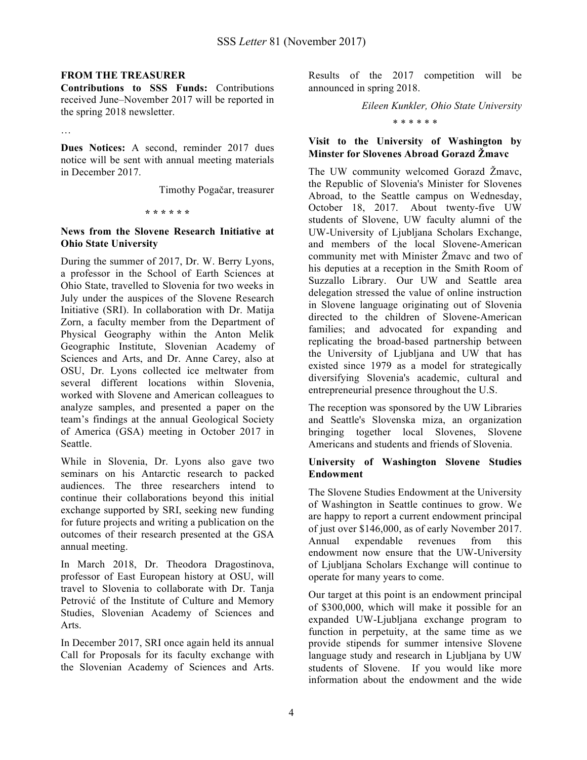### FROM THE TREASURER

**Contributions to SSS Funds:** Contributions received June–November 2017 will be reported in the spring 2018 newsletter.

…

**Dues Notices:** A second, reminder 2017 dues notice will be sent with annual meeting materials in December 2017.

Timothy Pogačar, treasurer

\* \* \* \* \* \*

### News from the Slovene Research Initiative at Ohio State University

During the summer of 2017, Dr. W. Berry Lyons, a professor in the School of Earth Sciences at Ohio State, travelled to Slovenia for two weeks in July under the auspices of the Slovene Research Initiative (SRI). In collaboration with Dr. Matija Zorn, a faculty member from the Department of Physical Geography within the Anton Melik Geographic Institute, Slovenian Academy of Sciences and Arts, and Dr. Anne Carey, also at OSU, Dr. Lyons collected ice meltwater from several different locations within Slovenia, worked with Slovene and American colleagues to analyze samples, and presented a paper on the team's findings at the annual Geological Society of America (GSA) meeting in October 2017 in Seattle.

While in Slovenia, Dr. Lyons also gave two seminars on his Antarctic research to packed audiences. The three researchers intend to continue their collaborations beyond this initial exchange supported by SRI, seeking new funding for future projects and writing a publication on the outcomes of their research presented at the GSA annual meeting.

In March 2018, Dr. Theodora Dragostinova, professor of East European history at OSU, will travel to Slovenia to collaborate with Dr. Tanja Petrović of the Institute of Culture and Memory Studies, Slovenian Academy of Sciences and Arts.

In December 2017, SRI once again held its annual Call for Proposals for its faculty exchange with the Slovenian Academy of Sciences and Arts. Results of the 2017 competition will be announced in spring 2018.

*Eileen Kunkler, Ohio State University*

\* \* \* \* \* \*

### Visit to the University of Washington by Minister for Slovenes Abroad Gorazd Žmavc

The UW community welcomed Gorazd Žmavc, the Republic of Slovenia's Minister for Slovenes Abroad, to the Seattle campus on Wednesday, October 18, 2017. About twenty-five UW students of Slovene, UW faculty alumni of the UW-University of Ljubljana Scholars Exchange, and members of the local Slovene-American community met with Minister Žmavc and two of his deputies at a reception in the Smith Room of Suzzallo Library. Our UW and Seattle area delegation stressed the value of online instruction in Slovene language originating out of Slovenia directed to the children of Slovene-American families; and advocated for expanding and replicating the broad-based partnership between the University of Ljubljana and UW that has existed since 1979 as a model for strategically diversifying Slovenia's academic, cultural and entrepreneurial presence throughout the U.S.

The reception was sponsored by the UW Libraries and Seattle's Slovenska miza, an organization bringing together local Slovenes, Slovene Americans and students and friends of Slovenia.

### University of Washington Slovene Studies Endowment

The Slovene Studies Endowment at the University of Washington in Seattle continues to grow. We are happy to report a current endowment principal of just over $146,000, as of early November 2017. Annual expendable revenues from this endowment now ensure that the UW-University of Ljubljana Scholars Exchange will continue to operate for many years to come.

Our target at this point is an endowment principal of $300,000, which will make it possible for an expanded UW-Ljubljana exchange program to function in perpetuity, at the same time as we provide stipends for summer intensive Slovene language study and research in Ljubljana by UW students of Slovene. If you would like more information about the endowment and the wide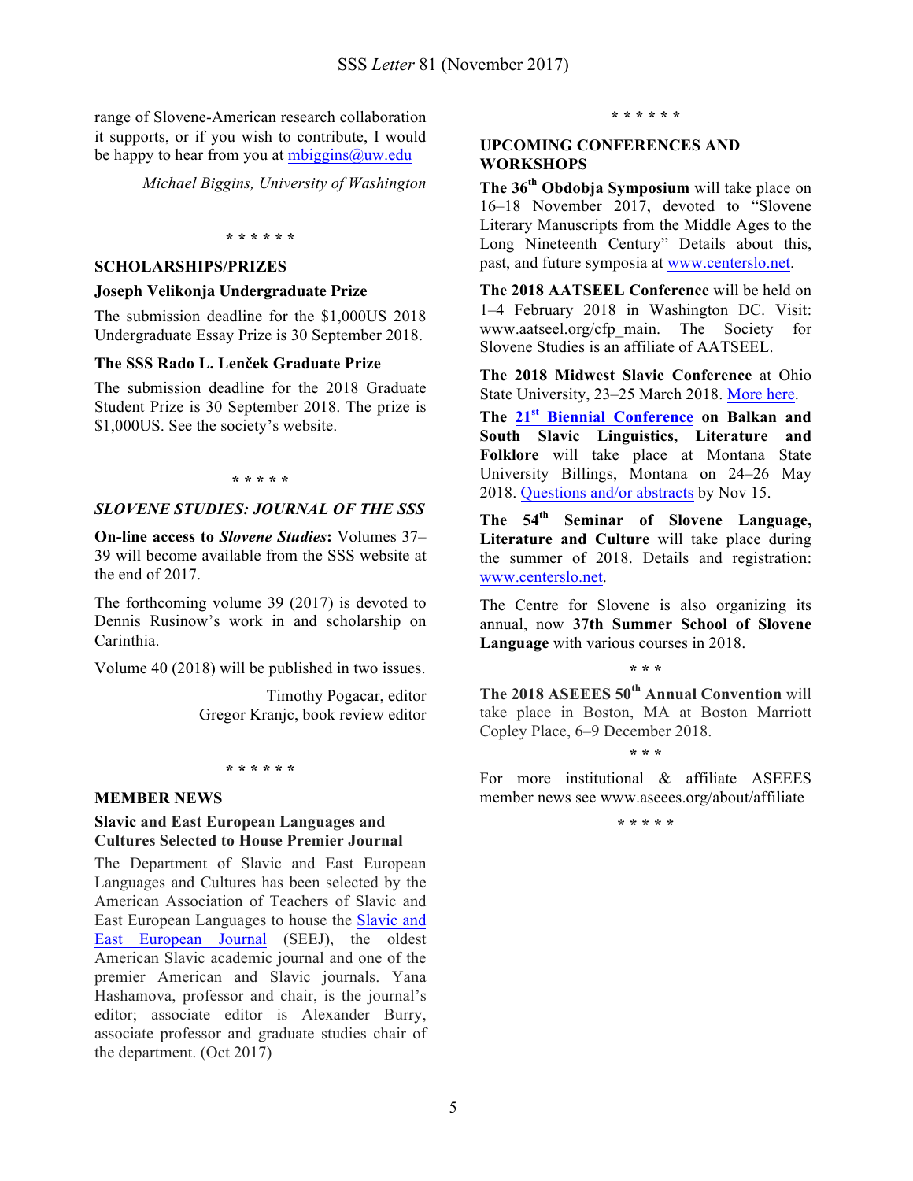range of Slovene-American research collaboration it supports, or if you wish to contribute, I would be happy to hear from you at mbiggins@uw.edu

*Michael Biggins, University of Washington*

\* \* \* \* \* \*

## SCHOLARSHIPS/PRIZES

### Joseph Velikonja Undergraduate Prize

The submission deadline for the $1,000US 2018 Undergraduate Essay Prize is 30 September 2018.

### The SSS Rado L. Lenček Graduate Prize

The submission deadline for the 2018 Graduate Student Prize is 30 September 2018. The prize is $1,000US. See the society's website.

\* \* \* \* \*

## *SLOVENE STUDIES: JOURNAL OF THE SSS*

**On-line access to *Slovene Studies*:** Volumes 37–39 will become available from the SSS website at the end of 2017.

The forthcoming volume 39 (2017) is devoted to Dennis Rusinow's work in and scholarship on Carinthia.

Volume 40 (2018) will be published in two issues.

Timothy Pogacar, editor
Gregor Kranjc, book review editor

\* \* \* \* \* \*

## MEMBER NEWS

### Slavic and East European Languages and Cultures Selected to House Premier Journal

The Department of Slavic and East European Languages and Cultures has been selected by the American Association of Teachers of Slavic and East European Languages to house the Slavic and East European Journal (SEEJ), the oldest American Slavic academic journal and one of the premier American and Slavic journals. Yana Hashamova, professor and chair, is the journal's editor; associate editor is Alexander Burry, associate professor and graduate studies chair of the department. (Oct 2017)

\* \* \* \* \* \*

## UPCOMING CONFERENCES AND WORKSHOPS

**The 36th Obdobja Symposium** will take place on 16–18 November 2017, devoted to "Slovene Literary Manuscripts from the Middle Ages to the Long Nineteenth Century" Details about this, past, and future symposia at www.centerslo.net.

**The 2018 AATSEEL Conference** will be held on 1–4 February 2018 in Washington DC. Visit: www.aatseel.org/cfp_main. The Society for Slovene Studies is an affiliate of AATSEEL.

**The 2018 Midwest Slavic Conference** at Ohio State University, 23–25 March 2018. More here.

**The 21st Biennial Conference on Balkan and South Slavic Linguistics, Literature and Folklore** will take place at Montana State University Billings, Montana on 24–26 May 2018. Questions and/or abstracts by Nov 15.

**The 54th Seminar of Slovene Language, Literature and Culture** will take place during the summer of 2018. Details and registration: www.centerslo.net.

The Centre for Slovene is also organizing its annual, now **37th Summer School of Slovene Language** with various courses in 2018.

\* \* \*

**The 2018 ASEEES 50th Annual Convention** will take place in Boston, MA at Boston Marriott Copley Place, 6–9 December 2018.

\* \* \*

For more institutional & affiliate ASEEES member news see www.aseees.org/about/affiliate

\* \* \* \* \*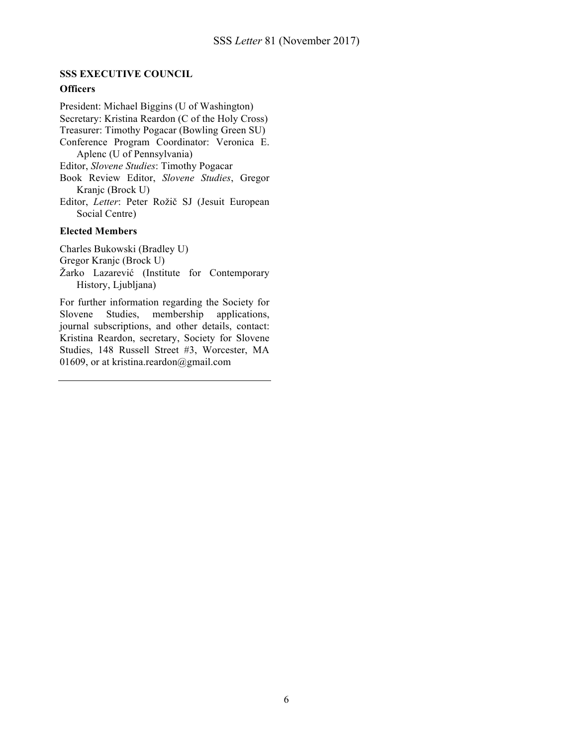## SSS EXECUTIVE COUNCIL

### Officers

President: Michael Biggins (U of Washington)
Secretary: Kristina Reardon (C of the Holy Cross)
Treasurer: Timothy Pogacar (Bowling Green SU)
Conference Program Coordinator: Veronica E. Aplenc (U of Pennsylvania)
Editor, *Slovene Studies*: Timothy Pogacar
Book Review Editor, *Slovene Studies*, Gregor Kranjc (Brock U)
Editor, *Letter*: Peter Rožič SJ (Jesuit European Social Centre)

### Elected Members

Charles Bukowski (Bradley U)
Gregor Kranjc (Brock U)
Žarko Lazarević (Institute for Contemporary History, Ljubljana)

For further information regarding the Society for Slovene Studies, membership applications, journal subscriptions, and other details, contact: Kristina Reardon, secretary, Society for Slovene Studies, 148 Russell Street #3, Worcester, MA 01609, or at kristina.reardon@gmail.com